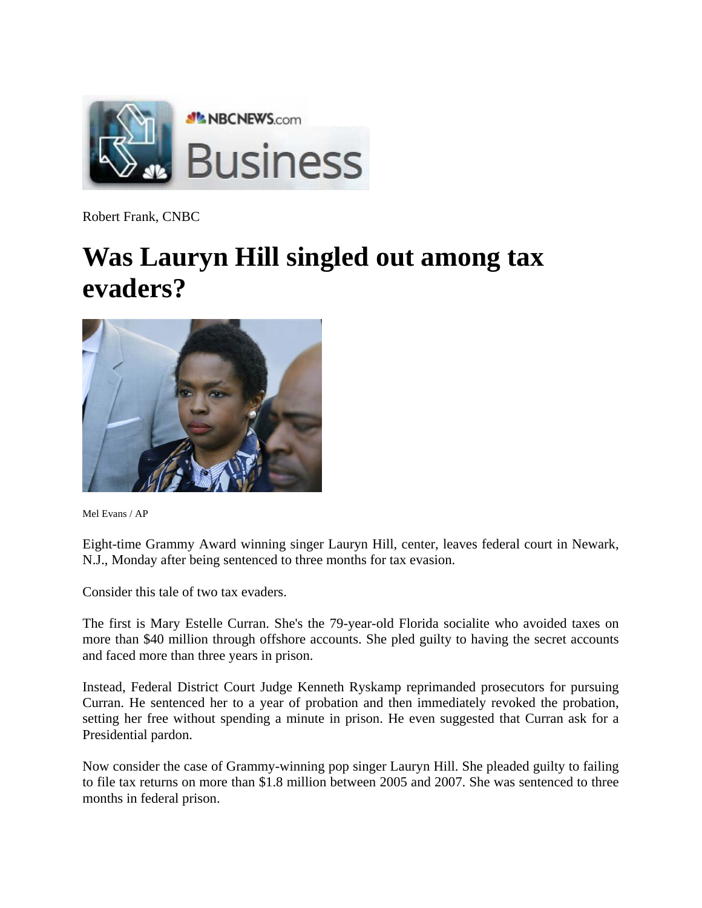Robert Frank, CNBC

# Was Lauryn Hill singled out among tax evaders?

Mel Evans / AP

Eight-time Grammy Award winning singer Lauryn Hill, center, leaves federal court in Newark, N.J., Monday after being sentenced to three months for tax evasion.

Consider this tale of two tax evaders.

The first is Mary Estelle Curran. She's the 79-year-old Florida socialite who avoided taxes on more than $40 million through offshore accounts. She pled guilty to having the secret accounts and faced more than three years in prison.

Instead, Federal District Court Judge Kenneth Ryskamp reprimanded prosecutors for pursuing Curran. He sentenced her to a year of probation and then immediately revoked the probation, setting her free without spending a minute in prison. He even suggested that Curran ask for a Presidential pardon.

Now consider the case of Grammy-winning pop singer Lauryn Hill. She pleaded guilty to failing to file tax returns on more than $1.8 million between 2005 and 2007. She was sentenced to three months in federal prison.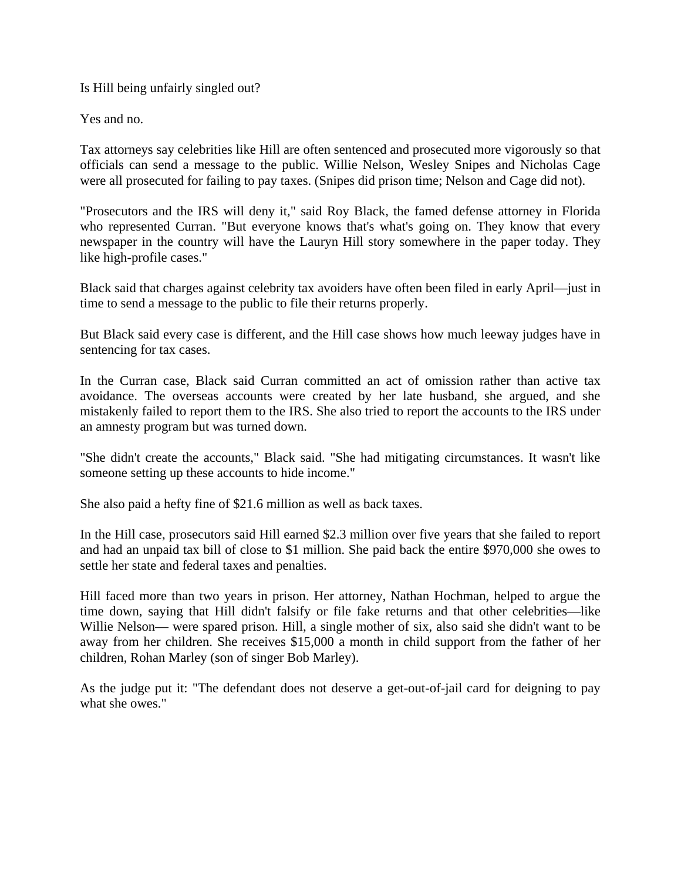Is Hill being unfairly singled out?

Yes and no.

Tax attorneys say celebrities like Hill are often sentenced and prosecuted more vigorously so that officials can send a message to the public. Willie Nelson, Wesley Snipes and Nicholas Cage were all prosecuted for failing to pay taxes. (Snipes did prison time; Nelson and Cage did not).

"Prosecutors and the IRS will deny it," said Roy Black, the famed defense attorney in Florida who represented Curran. "But everyone knows that's what's going on. They know that every newspaper in the country will have the Lauryn Hill story somewhere in the paper today. They like high-profile cases."

Black said that charges against celebrity tax avoiders have often been filed in early April—just in time to send a message to the public to file their returns properly.

But Black said every case is different, and the Hill case shows how much leeway judges have in sentencing for tax cases.

In the Curran case, Black said Curran committed an act of omission rather than active tax avoidance. The overseas accounts were created by her late husband, she argued, and she mistakenly failed to report them to the IRS. She also tried to report the accounts to the IRS under an amnesty program but was turned down.

"She didn't create the accounts," Black said. "She had mitigating circumstances. It wasn't like someone setting up these accounts to hide income."

She also paid a hefty fine of $21.6 million as well as back taxes.

In the Hill case, prosecutors said Hill earned $2.3 million over five years that she failed to report and had an unpaid tax bill of close to $1 million. She paid back the entire $970,000 she owes to settle her state and federal taxes and penalties.

Hill faced more than two years in prison. Her attorney, Nathan Hochman, helped to argue the time down, saying that Hill didn't falsify or file fake returns and that other celebrities—like Willie Nelson— were spared prison. Hill, a single mother of six, also said she didn't want to be away from her children. She receives $15,000 a month in child support from the father of her children, Rohan Marley (son of singer Bob Marley).

As the judge put it: "The defendant does not deserve a get-out-of-jail card for deigning to pay what she owes."